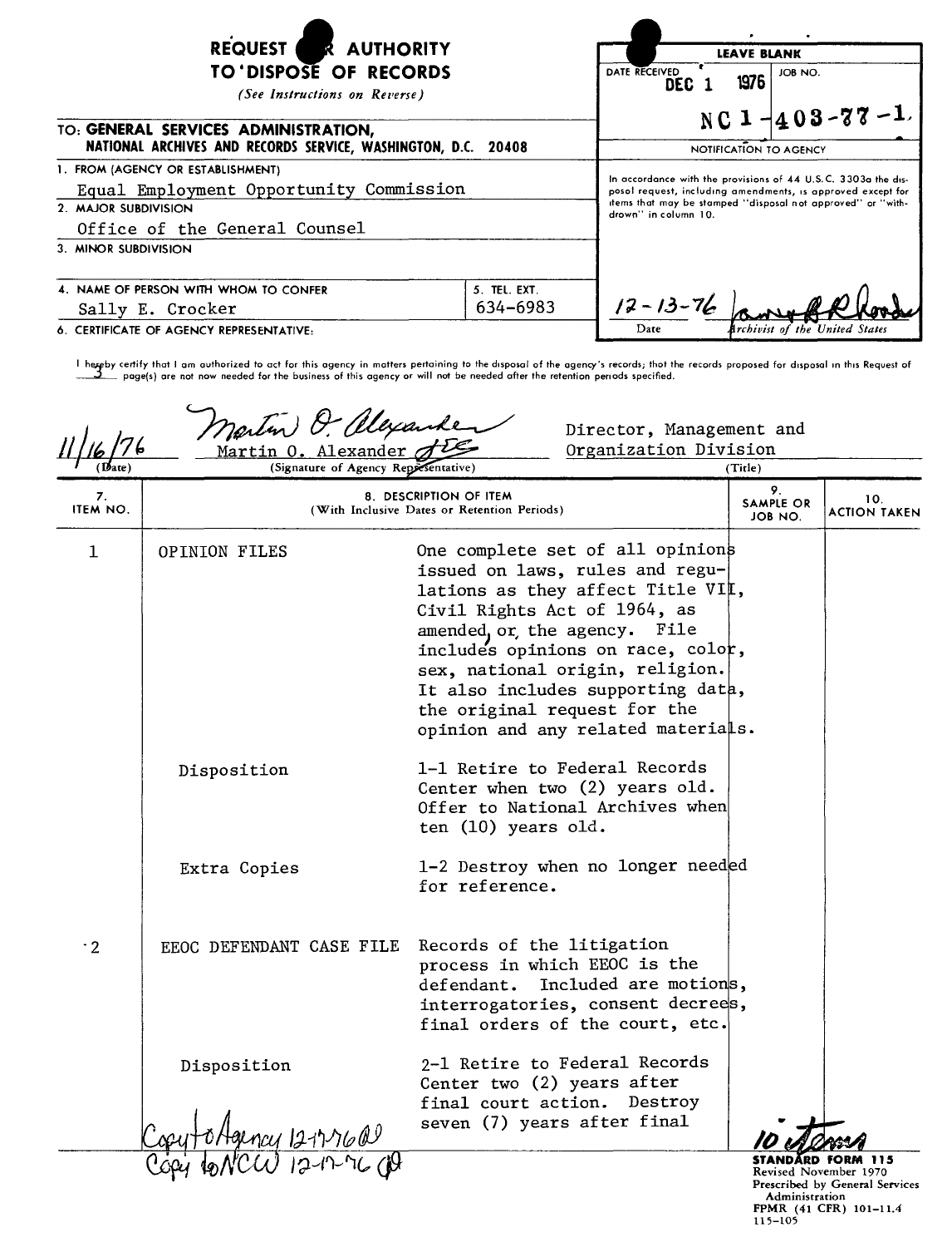# REQUEST FOR AUTHORITY TO DISPOSE OF RECORDS

*(See Instructions on Reverse)*

**TO: GENERAL SERVICES ADMINISTRATION, NATIONAL ARCHIVES AND RECORDS SERVICE, WASHINGTON, D.C. 20408**

| LEAVE BLANK | |
|---|---|
| DATE RECEIVED DEC 1 1976 | JOB NO. NC 1-403-77-1 |

**NOTIFICATION TO AGENCY**

In accordance with the provisions of 44 U.S.C. 3303a the disposal request, including amendments, is approved except for items that may be stamped "disposal not approved" or "withdrawn" in column 10.

12-13-76 — Date — [signature] Archivist of the United States

1. FROM (AGENCY OR ESTABLISHMENT): Equal Employment Opportunity Commission
2. MAJOR SUBDIVISION: Office of the General Counsel
3. MINOR SUBDIVISION:
4. NAME OF PERSON WITH WHOM TO CONFER: Sally E. Crocker
5. TEL. EXT.: 634-6983
6. CERTIFICATE OF AGENCY REPRESENTATIVE:

I hereby certify that I am authorized to act for this agency in matters pertaining to the disposal of the agency's records; that the records proposed for disposal in this Request of 3 page(s) are not now needed for the business of this agency or will not be needed after the retention periods specified.

| (Date) | (Signature of Agency Representative) | (Title) |
|---|---|---|
| 11/16/76 | Martin O. Alexander | Director, Management and Organization Division |

| 7. ITEM NO. | 8. DESCRIPTION OF ITEM (With Inclusive Dates or Retention Periods) | | 9. SAMPLE OR JOB NO. | 10. ACTION TAKEN |
|---|---|---|---|---|
| 1 | OPINION FILES | One complete set of all opinions issued on laws, rules and regulations as they affect Title VII, Civil Rights Act of 1964, as amended, or, the agency. File includes opinions on race, color, sex, national origin, religion. It also includes supporting data, the original request for the opinion and any related materials. | | |
| | Disposition | 1-1 Retire to Federal Records Center when two (2) years old. Offer to National Archives when ten (10) years old. | | |
| | Extra Copies | 1-2 Destroy when no longer needed for reference. | | |
| 2 | EEOC DEFENDANT CASE FILE | Records of the litigation process in which EEOC is the defendant. Included are motions, interrogatories, consent decrees, final orders of the court, etc. | | |
| | Disposition | 2-1 Retire to Federal Records Center two (2) years after final court action. Destroy seven (7) years after final | | |

Copy to Agency 12-17-76
Copy to NCW 12-17-76

10 items

**STANDARD FORM 115**
Revised November 1970
Prescribed by General Services Administration
FPMR (41 CFR) 101-11.4
115-105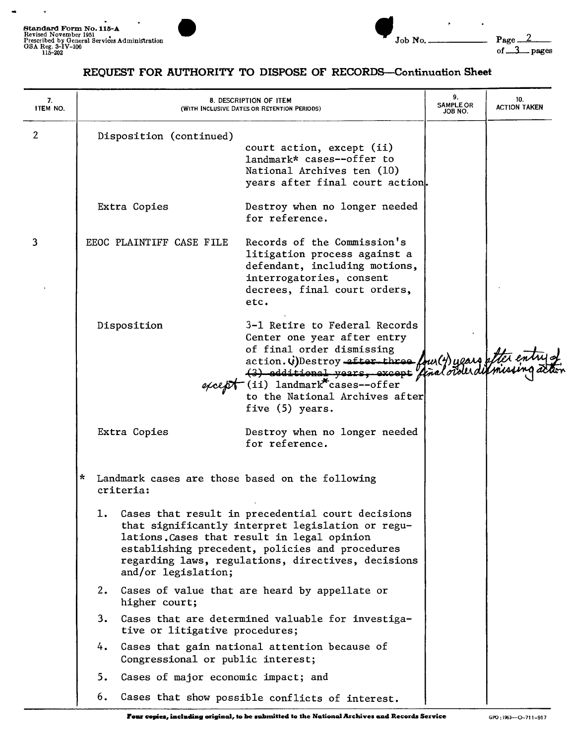## REQUEST FOR AUTHORITY TO DISPOSE OF RECORDS—Continuation Sheet

Standard Form No. 115-A
Revised November 1951
Prescribed by General Services Administration
GSA Reg. 3-IV-106
115-202

Job No. ________ Page 2 of 3 pages

| 7. ITEM NO. | 8. DESCRIPTION OF ITEM (WITH INCLUSIVE DATES OR RETENTION PERIODS) | | 9. SAMPLE OR JOB NO. | 10. ACTION TAKEN |
|---|---|---|---|---|
| 2 | Disposition (continued) | court action, except (ii) landmark* cases--offer to National Archives ten (10) years after final court action. | | |
| | Extra Copies | Destroy when no longer needed for reference. | | |
| 3 | EEOC PLAINTIFF CASE FILE | Records of the Commission's litigation process against a defendant, including motions, interrogatories, consent decrees, final court orders, etc. | | |
| | Disposition | 3-1 Retire to Federal Records Center one year after entry of final order dismissing action. (i) Destroy ~~after three (3) additional years, except~~ four (4) years after entry of final order dismissing action except (ii) landmark* cases--offer to the National Archives after five (5) years. | | |
| | Extra Copies | Destroy when no longer needed for reference. | | |

\* Landmark cases are those based on the following criteria:

1. Cases that result in precedential court decisions that significantly interpret legislation or regulations.Cases that result in legal opinion establishing precedent, policies and procedures regarding laws, regulations, directives, decisions and/or legislation;
2. Cases of value that are heard by appellate or higher court;
3. Cases that are determined valuable for investigative or litigative procedures;
4. Cases that gain national attention because of Congressional or public interest;
5. Cases of major economic impact; and
6. Cases that show possible conflicts of interest.

**Four copies, including original, to be submitted to the National Archives and Records Service**

GPO : 1963—O-711-917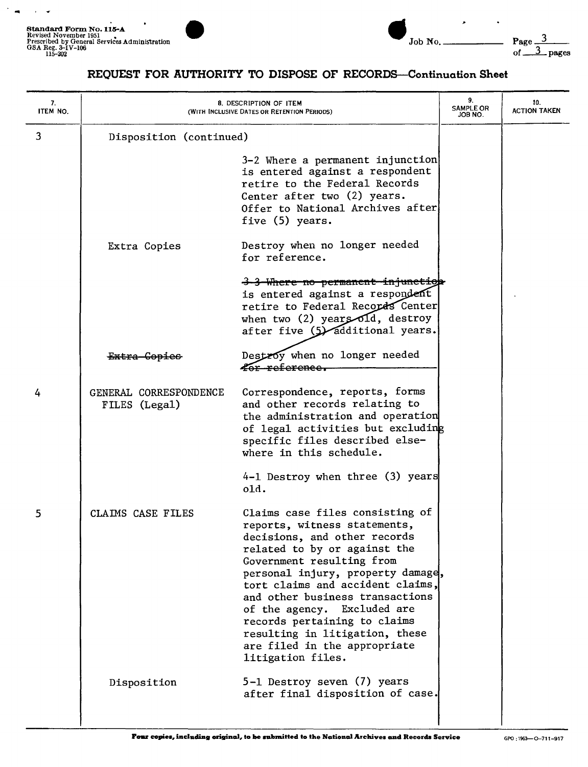Standard Form No. 115-A
Revised November 1951
Prescribed by General Services Administration
GSA Reg. 3-IV-106
115-202

Job No. ______ Page 3 of 3 pages

## REQUEST FOR AUTHORITY TO DISPOSE OF RECORDS—Continuation Sheet

| 7. ITEM NO. | 8. DESCRIPTION OF ITEM (WITH INCLUSIVE DATES OR RETENTION PERIODS) | | 9. SAMPLE OR JOB NO. | 10. ACTION TAKEN |
|---|---|---|---|---|
| 3 | Disposition (continued) | | | |
| | | 3-2 Where a permanent injunction is entered against a respondent retire to the Federal Records Center after two (2) years. Offer to National Archives after five (5) years. | | |
| | Extra Copies | Destroy when no longer needed for reference. | | |
| | | ~~3-3 Where no permanent injunction is entered against a respondent retire to Federal Records Center when two (2) years old, destroy after five (5) additional years.~~ | | |
| | ~~Extra Copies~~ | ~~Destroy when no longer needed for reference.~~ | | |
| 4 | GENERAL CORRESPONDENCE FILES (Legal) | Correspondence, reports, forms and other records relating to the administration and operation of legal activities but excluding specific files described elsewhere in this schedule. | | |
| | | 4-1 Destroy when three (3) years old. | | |
| 5 | CLAIMS CASE FILES | Claims case files consisting of reports, witness statements, decisions, and other records related to by or against the Government resulting from personal injury, property damage, tort claims and accident claims, and other business transactions of the agency. Excluded are records pertaining to claims resulting in litigation, these are filed in the appropriate litigation files. | | |
| | Disposition | 5-1 Destroy seven (7) years after final disposition of case. | | |

Four copies, including original, to be submitted to the National Archives and Records Service

GPO : 1963—O-711-917